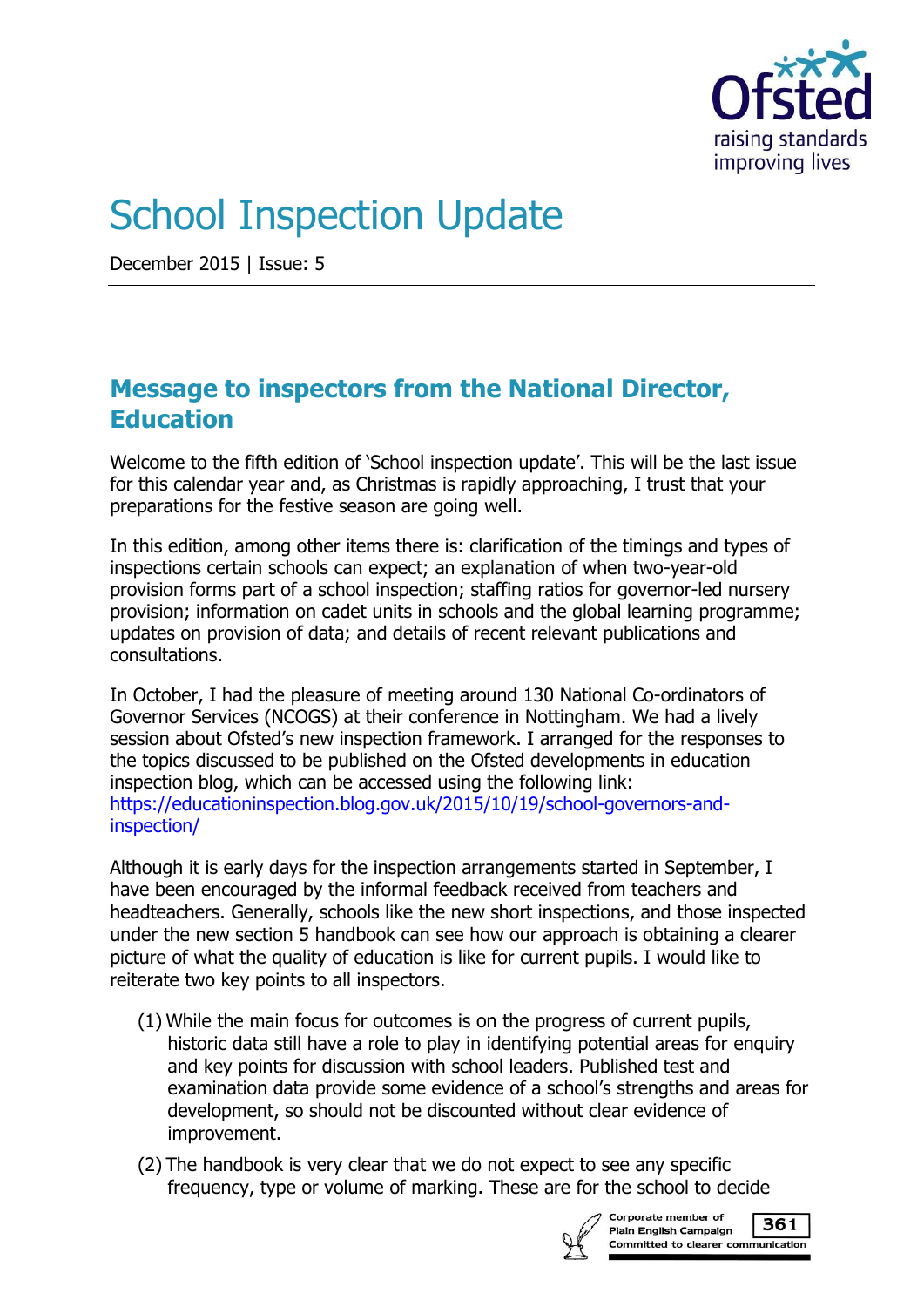# School Inspection Update

December 2015 | Issue: 5

## Message to inspectors from the National Director, Education

Welcome to the fifth edition of 'School inspection update'. This will be the last issue for this calendar year and, as Christmas is rapidly approaching, I trust that your preparations for the festive season are going well.

In this edition, among other items there is: clarification of the timings and types of inspections certain schools can expect; an explanation of when two-year-old provision forms part of a school inspection; staffing ratios for governor-led nursery provision; information on cadet units in schools and the global learning programme; updates on provision of data; and details of recent relevant publications and consultations.

In October, I had the pleasure of meeting around 130 National Co-ordinators of Governor Services (NCOGS) at their conference in Nottingham. We had a lively session about Ofsted's new inspection framework. I arranged for the responses to the topics discussed to be published on the Ofsted developments in education inspection blog, which can be accessed using the following link: https://educationinspection.blog.gov.uk/2015/10/19/school-governors-and-inspection/

Although it is early days for the inspection arrangements started in September, I have been encouraged by the informal feedback received from teachers and headteachers. Generally, schools like the new short inspections, and those inspected under the new section 5 handbook can see how our approach is obtaining a clearer picture of what the quality of education is like for current pupils. I would like to reiterate two key points to all inspectors.

(1) While the main focus for outcomes is on the progress of current pupils, historic data still have a role to play in identifying potential areas for enquiry and key points for discussion with school leaders. Published test and examination data provide some evidence of a school's strengths and areas for development, so should not be discounted without clear evidence of improvement.

(2) The handbook is very clear that we do not expect to see any specific frequency, type or volume of marking. These are for the school to decide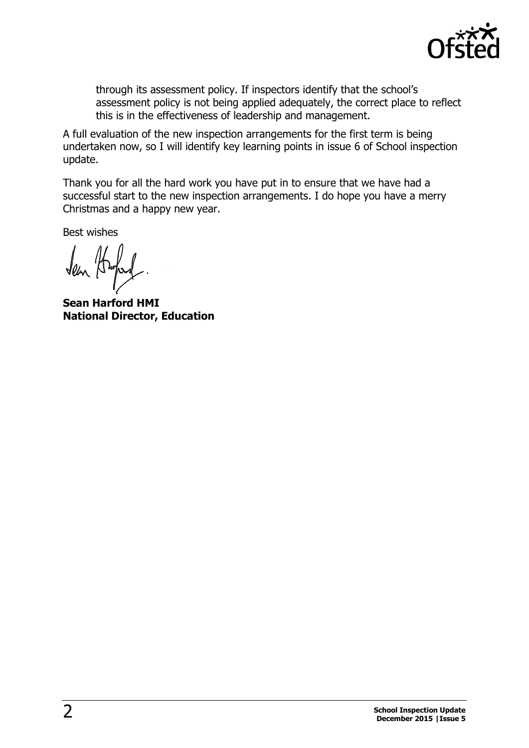through its assessment policy. If inspectors identify that the school's assessment policy is not being applied adequately, the correct place to reflect this is in the effectiveness of leadership and management.

A full evaluation of the new inspection arrangements for the first term is being undertaken now, so I will identify key learning points in issue 6 of School inspection update.

Thank you for all the hard work you have put in to ensure that we have had a successful start to the new inspection arrangements. I do hope you have a merry Christmas and a happy new year.

Best wishes

**Sean Harford HMI**
**National Director, Education**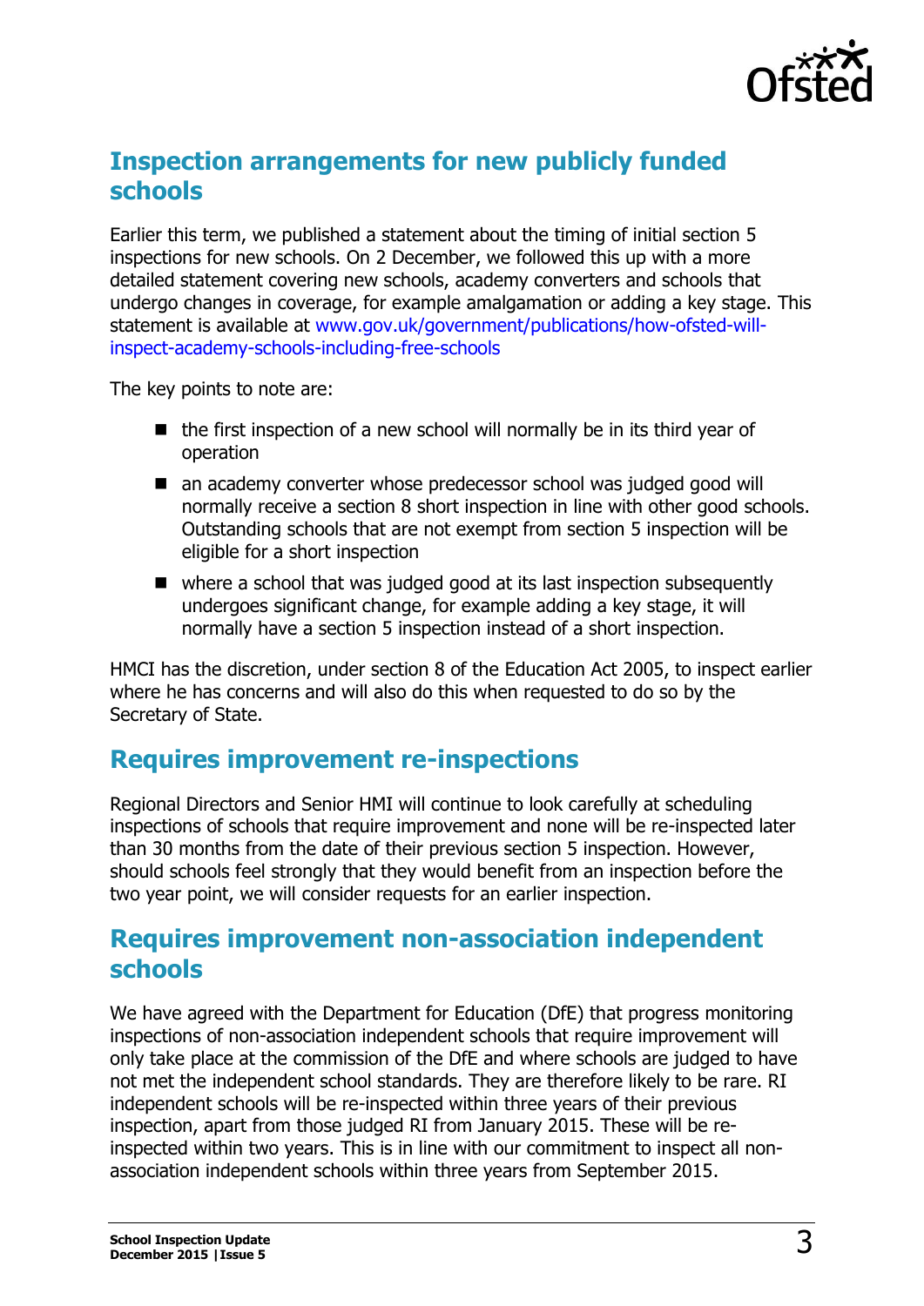## Inspection arrangements for new publicly funded schools

Earlier this term, we published a statement about the timing of initial section 5 inspections for new schools. On 2 December, we followed this up with a more detailed statement covering new schools, academy converters and schools that undergo changes in coverage, for example amalgamation or adding a key stage. This statement is available at www.gov.uk/government/publications/how-ofsted-will-inspect-academy-schools-including-free-schools

The key points to note are:

- the first inspection of a new school will normally be in its third year of operation
- an academy converter whose predecessor school was judged good will normally receive a section 8 short inspection in line with other good schools. Outstanding schools that are not exempt from section 5 inspection will be eligible for a short inspection
- where a school that was judged good at its last inspection subsequently undergoes significant change, for example adding a key stage, it will normally have a section 5 inspection instead of a short inspection.

HMCI has the discretion, under section 8 of the Education Act 2005, to inspect earlier where he has concerns and will also do this when requested to do so by the Secretary of State.

## Requires improvement re-inspections

Regional Directors and Senior HMI will continue to look carefully at scheduling inspections of schools that require improvement and none will be re-inspected later than 30 months from the date of their previous section 5 inspection. However, should schools feel strongly that they would benefit from an inspection before the two year point, we will consider requests for an earlier inspection.

## Requires improvement non-association independent schools

We have agreed with the Department for Education (DfE) that progress monitoring inspections of non-association independent schools that require improvement will only take place at the commission of the DfE and where schools are judged to have not met the independent school standards. They are therefore likely to be rare. RI independent schools will be re-inspected within three years of their previous inspection, apart from those judged RI from January 2015. These will be re-inspected within two years. This is in line with our commitment to inspect all non-association independent schools within three years from September 2015.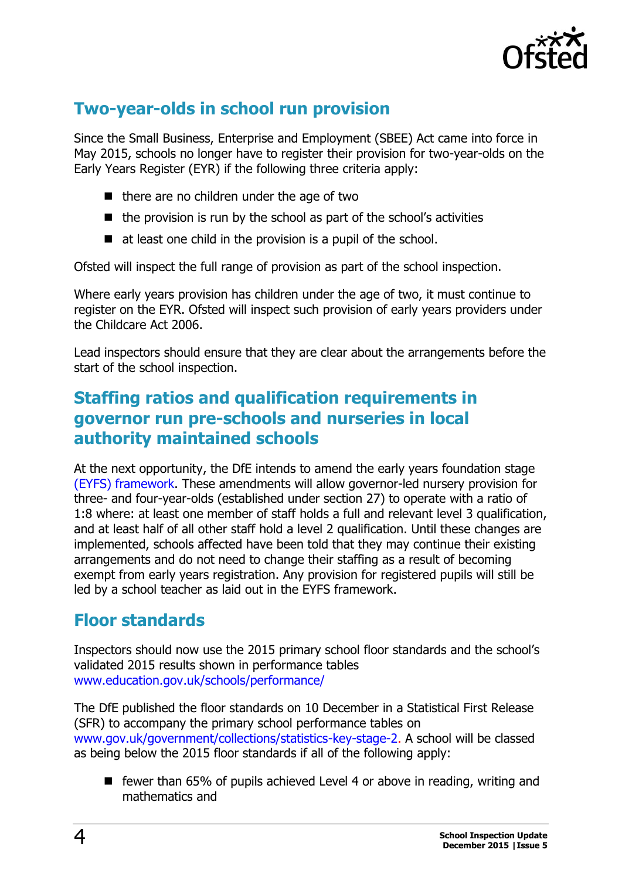## Two-year-olds in school run provision

Since the Small Business, Enterprise and Employment (SBEE) Act came into force in May 2015, schools no longer have to register their provision for two-year-olds on the Early Years Register (EYR) if the following three criteria apply:

- there are no children under the age of two
- the provision is run by the school as part of the school's activities
- at least one child in the provision is a pupil of the school.

Ofsted will inspect the full range of provision as part of the school inspection.

Where early years provision has children under the age of two, it must continue to register on the EYR. Ofsted will inspect such provision of early years providers under the Childcare Act 2006.

Lead inspectors should ensure that they are clear about the arrangements before the start of the school inspection.

## Staffing ratios and qualification requirements in governor run pre-schools and nurseries in local authority maintained schools

At the next opportunity, the DfE intends to amend the early years foundation stage (EYFS) framework. These amendments will allow governor-led nursery provision for three- and four-year-olds (established under section 27) to operate with a ratio of 1:8 where: at least one member of staff holds a full and relevant level 3 qualification, and at least half of all other staff hold a level 2 qualification. Until these changes are implemented, schools affected have been told that they may continue their existing arrangements and do not need to change their staffing as a result of becoming exempt from early years registration. Any provision for registered pupils will still be led by a school teacher as laid out in the EYFS framework.

## Floor standards

Inspectors should now use the 2015 primary school floor standards and the school's validated 2015 results shown in performance tables www.education.gov.uk/schools/performance/

The DfE published the floor standards on 10 December in a Statistical First Release (SFR) to accompany the primary school performance tables on www.gov.uk/government/collections/statistics-key-stage-2. A school will be classed as being below the 2015 floor standards if all of the following apply:

- fewer than 65% of pupils achieved Level 4 or above in reading, writing and mathematics and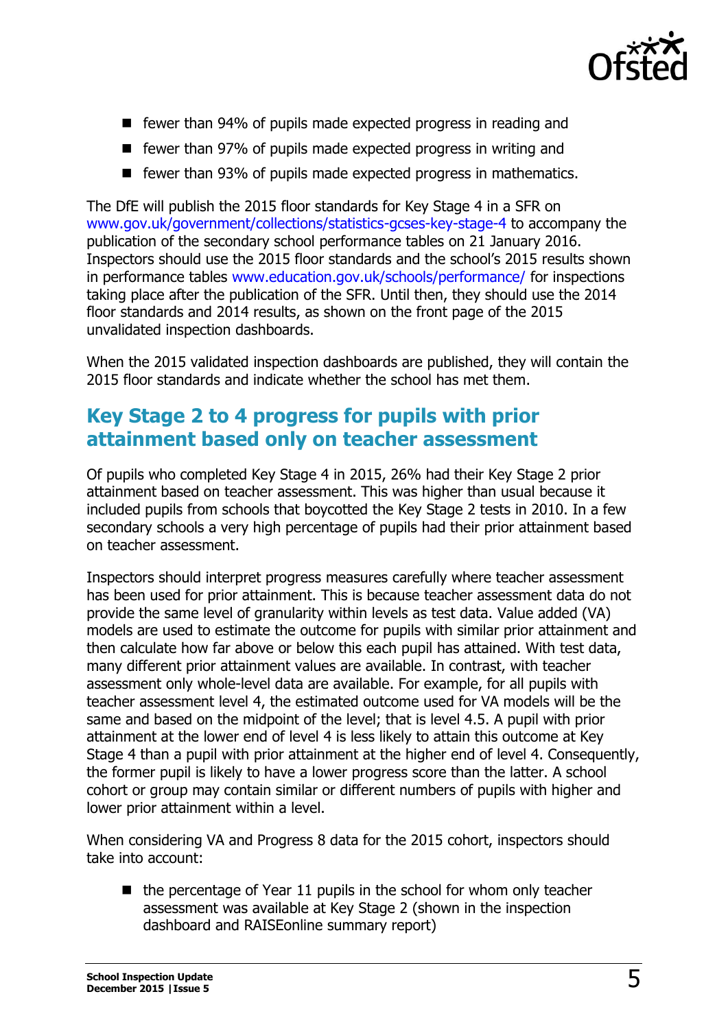- fewer than 94% of pupils made expected progress in reading and
- fewer than 97% of pupils made expected progress in writing and
- fewer than 93% of pupils made expected progress in mathematics.

The DfE will publish the 2015 floor standards for Key Stage 4 in a SFR on www.gov.uk/government/collections/statistics-gcses-key-stage-4 to accompany the publication of the secondary school performance tables on 21 January 2016. Inspectors should use the 2015 floor standards and the school's 2015 results shown in performance tables www.education.gov.uk/schools/performance/ for inspections taking place after the publication of the SFR. Until then, they should use the 2014 floor standards and 2014 results, as shown on the front page of the 2015 unvalidated inspection dashboards.

When the 2015 validated inspection dashboards are published, they will contain the 2015 floor standards and indicate whether the school has met them.

## Key Stage 2 to 4 progress for pupils with prior attainment based only on teacher assessment

Of pupils who completed Key Stage 4 in 2015, 26% had their Key Stage 2 prior attainment based on teacher assessment. This was higher than usual because it included pupils from schools that boycotted the Key Stage 2 tests in 2010. In a few secondary schools a very high percentage of pupils had their prior attainment based on teacher assessment.

Inspectors should interpret progress measures carefully where teacher assessment has been used for prior attainment. This is because teacher assessment data do not provide the same level of granularity within levels as test data. Value added (VA) models are used to estimate the outcome for pupils with similar prior attainment and then calculate how far above or below this each pupil has attained. With test data, many different prior attainment values are available. In contrast, with teacher assessment only whole-level data are available. For example, for all pupils with teacher assessment level 4, the estimated outcome used for VA models will be the same and based on the midpoint of the level; that is level 4.5. A pupil with prior attainment at the lower end of level 4 is less likely to attain this outcome at Key Stage 4 than a pupil with prior attainment at the higher end of level 4. Consequently, the former pupil is likely to have a lower progress score than the latter. A school cohort or group may contain similar or different numbers of pupils with higher and lower prior attainment within a level.

When considering VA and Progress 8 data for the 2015 cohort, inspectors should take into account:

- the percentage of Year 11 pupils in the school for whom only teacher assessment was available at Key Stage 2 (shown in the inspection dashboard and RAISEonline summary report)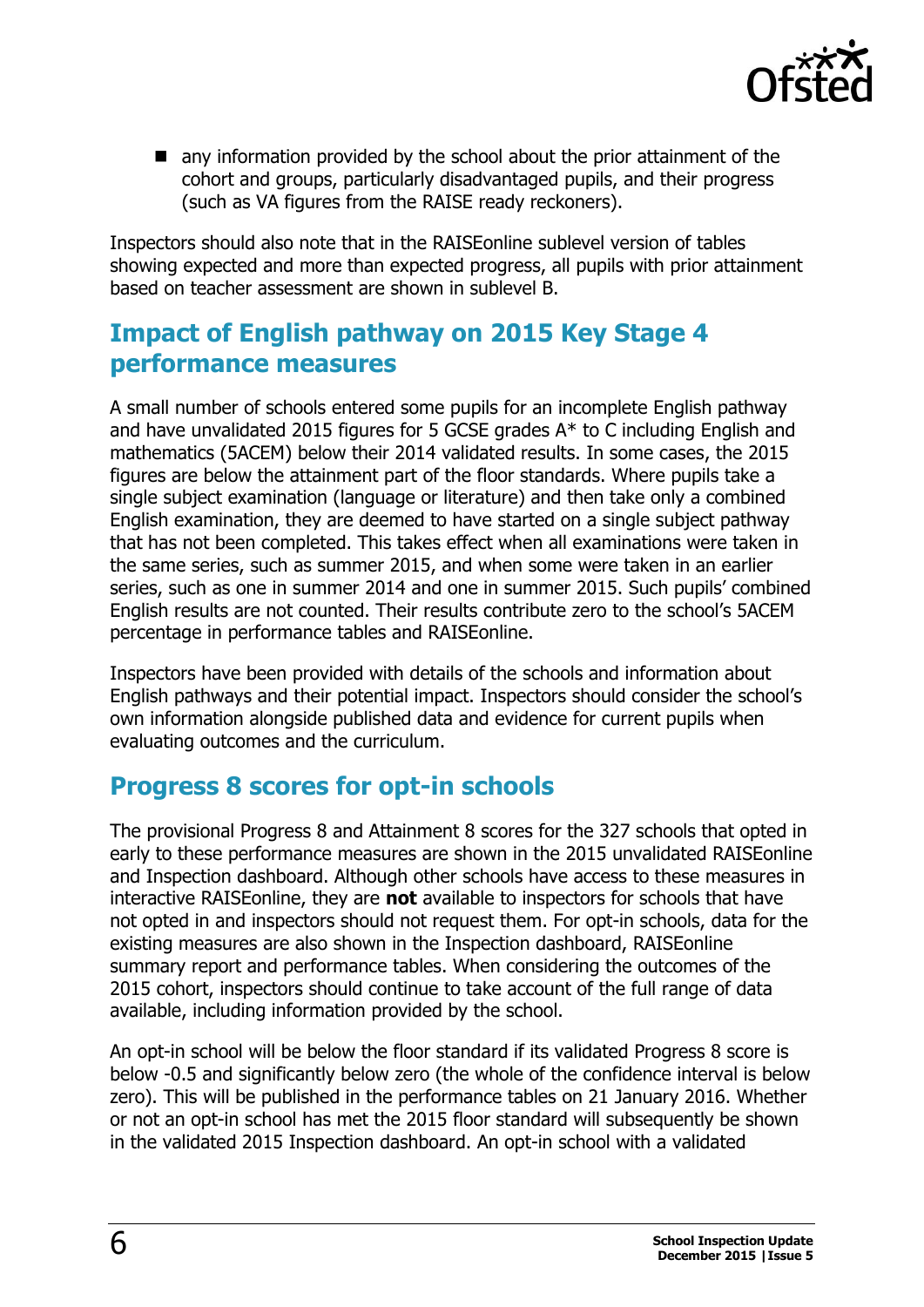- any information provided by the school about the prior attainment of the cohort and groups, particularly disadvantaged pupils, and their progress (such as VA figures from the RAISE ready reckoners).

Inspectors should also note that in the RAISEonline sublevel version of tables showing expected and more than expected progress, all pupils with prior attainment based on teacher assessment are shown in sublevel B.

## Impact of English pathway on 2015 Key Stage 4 performance measures

A small number of schools entered some pupils for an incomplete English pathway and have unvalidated 2015 figures for 5 GCSE grades A* to C including English and mathematics (5ACEM) below their 2014 validated results. In some cases, the 2015 figures are below the attainment part of the floor standards. Where pupils take a single subject examination (language or literature) and then take only a combined English examination, they are deemed to have started on a single subject pathway that has not been completed. This takes effect when all examinations were taken in the same series, such as summer 2015, and when some were taken in an earlier series, such as one in summer 2014 and one in summer 2015. Such pupils' combined English results are not counted. Their results contribute zero to the school's 5ACEM percentage in performance tables and RAISEonline.

Inspectors have been provided with details of the schools and information about English pathways and their potential impact. Inspectors should consider the school's own information alongside published data and evidence for current pupils when evaluating outcomes and the curriculum.

## Progress 8 scores for opt-in schools

The provisional Progress 8 and Attainment 8 scores for the 327 schools that opted in early to these performance measures are shown in the 2015 unvalidated RAISEonline and Inspection dashboard. Although other schools have access to these measures in interactive RAISEonline, they are **not** available to inspectors for schools that have not opted in and inspectors should not request them. For opt-in schools, data for the existing measures are also shown in the Inspection dashboard, RAISEonline summary report and performance tables. When considering the outcomes of the 2015 cohort, inspectors should continue to take account of the full range of data available, including information provided by the school.

An opt-in school will be below the floor standard if its validated Progress 8 score is below -0.5 and significantly below zero (the whole of the confidence interval is below zero). This will be published in the performance tables on 21 January 2016. Whether or not an opt-in school has met the 2015 floor standard will subsequently be shown in the validated 2015 Inspection dashboard. An opt-in school with a validated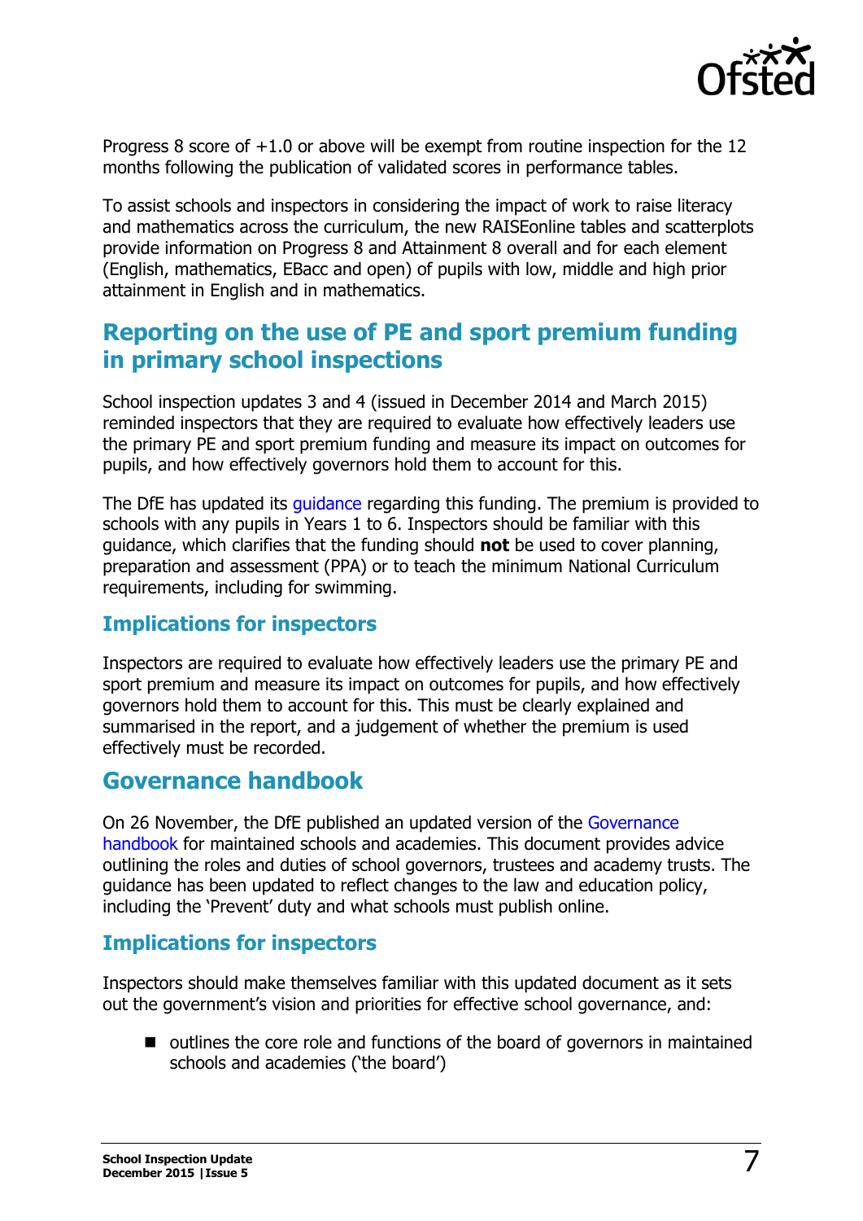Progress 8 score of +1.0 or above will be exempt from routine inspection for the 12 months following the publication of validated scores in performance tables.

To assist schools and inspectors in considering the impact of work to raise literacy and mathematics across the curriculum, the new RAISEonline tables and scatterplots provide information on Progress 8 and Attainment 8 overall and for each element (English, mathematics, EBacc and open) of pupils with low, middle and high prior attainment in English and in mathematics.

## Reporting on the use of PE and sport premium funding in primary school inspections

School inspection updates 3 and 4 (issued in December 2014 and March 2015) reminded inspectors that they are required to evaluate how effectively leaders use the primary PE and sport premium funding and measure its impact on outcomes for pupils, and how effectively governors hold them to account for this.

The DfE has updated its guidance regarding this funding. The premium is provided to schools with any pupils in Years 1 to 6. Inspectors should be familiar with this guidance, which clarifies that the funding should **not** be used to cover planning, preparation and assessment (PPA) or to teach the minimum National Curriculum requirements, including for swimming.

### Implications for inspectors

Inspectors are required to evaluate how effectively leaders use the primary PE and sport premium and measure its impact on outcomes for pupils, and how effectively governors hold them to account for this. This must be clearly explained and summarised in the report, and a judgement of whether the premium is used effectively must be recorded.

## Governance handbook

On 26 November, the DfE published an updated version of the Governance handbook for maintained schools and academies. This document provides advice outlining the roles and duties of school governors, trustees and academy trusts. The guidance has been updated to reflect changes to the law and education policy, including the 'Prevent' duty and what schools must publish online.

### Implications for inspectors

Inspectors should make themselves familiar with this updated document as it sets out the government's vision and priorities for effective school governance, and:

- outlines the core role and functions of the board of governors in maintained schools and academies ('the board')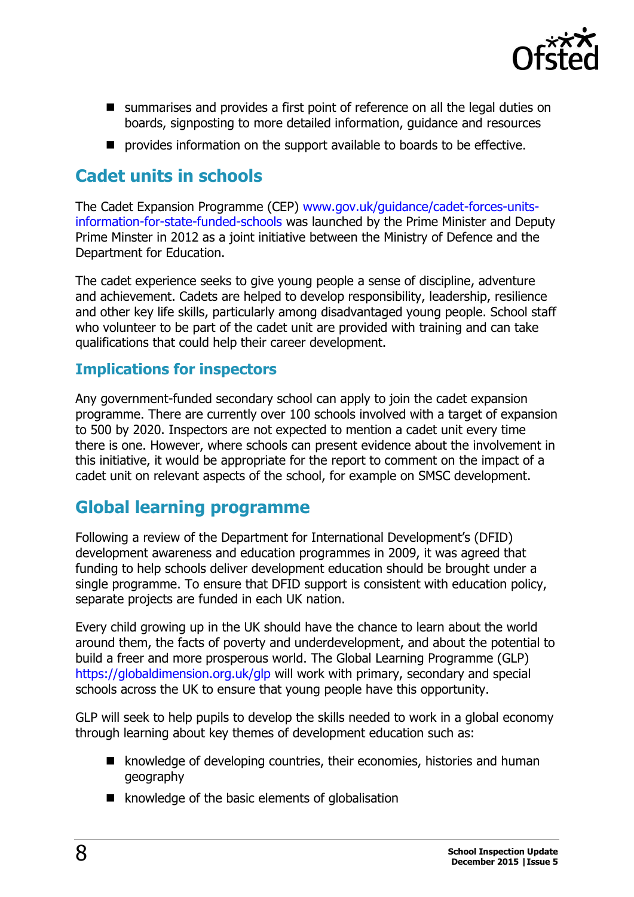- summarises and provides a first point of reference on all the legal duties on boards, signposting to more detailed information, guidance and resources
- provides information on the support available to boards to be effective.

## Cadet units in schools

The Cadet Expansion Programme (CEP) www.gov.uk/guidance/cadet-forces-units-information-for-state-funded-schools was launched by the Prime Minister and Deputy Prime Minster in 2012 as a joint initiative between the Ministry of Defence and the Department for Education.

The cadet experience seeks to give young people a sense of discipline, adventure and achievement. Cadets are helped to develop responsibility, leadership, resilience and other key life skills, particularly among disadvantaged young people. School staff who volunteer to be part of the cadet unit are provided with training and can take qualifications that could help their career development.

### Implications for inspectors

Any government-funded secondary school can apply to join the cadet expansion programme. There are currently over 100 schools involved with a target of expansion to 500 by 2020. Inspectors are not expected to mention a cadet unit every time there is one. However, where schools can present evidence about the involvement in this initiative, it would be appropriate for the report to comment on the impact of a cadet unit on relevant aspects of the school, for example on SMSC development.

## Global learning programme

Following a review of the Department for International Development's (DFID) development awareness and education programmes in 2009, it was agreed that funding to help schools deliver development education should be brought under a single programme. To ensure that DFID support is consistent with education policy, separate projects are funded in each UK nation.

Every child growing up in the UK should have the chance to learn about the world around them, the facts of poverty and underdevelopment, and about the potential to build a freer and more prosperous world. The Global Learning Programme (GLP) https://globaldimension.org.uk/glp will work with primary, secondary and special schools across the UK to ensure that young people have this opportunity.

GLP will seek to help pupils to develop the skills needed to work in a global economy through learning about key themes of development education such as:

- knowledge of developing countries, their economies, histories and human geography
- knowledge of the basic elements of globalisation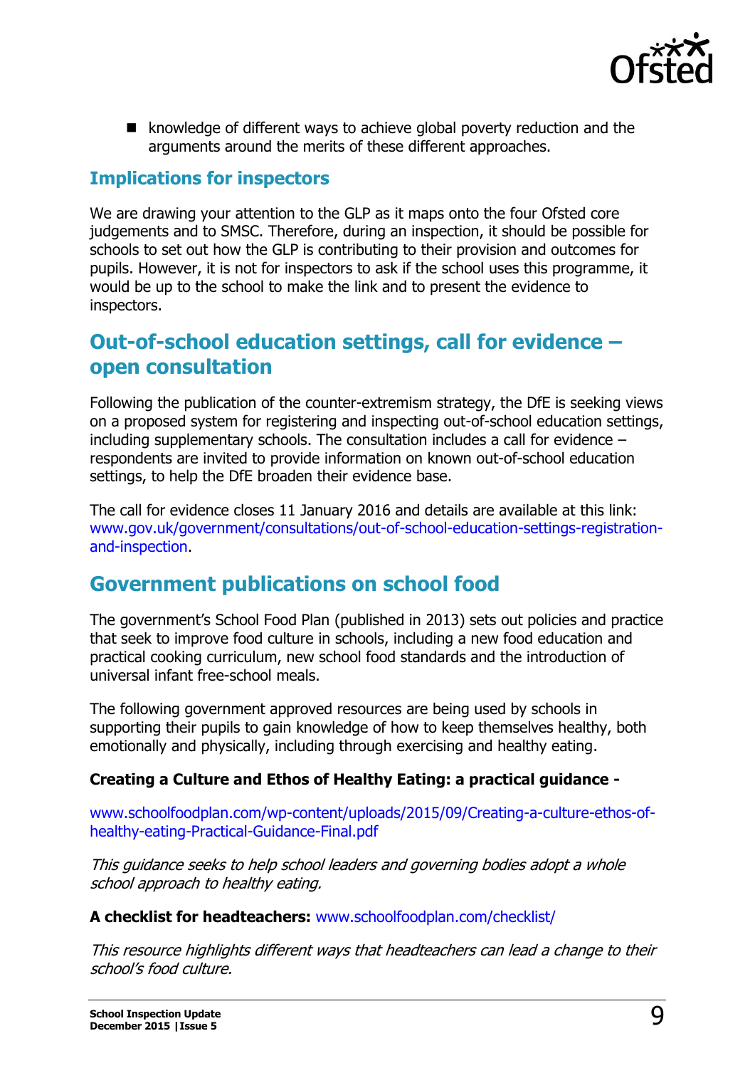- knowledge of different ways to achieve global poverty reduction and the arguments around the merits of these different approaches.

### Implications for inspectors

We are drawing your attention to the GLP as it maps onto the four Ofsted core judgements and to SMSC. Therefore, during an inspection, it should be possible for schools to set out how the GLP is contributing to their provision and outcomes for pupils. However, it is not for inspectors to ask if the school uses this programme, it would be up to the school to make the link and to present the evidence to inspectors.

## Out-of-school education settings, call for evidence – open consultation

Following the publication of the counter-extremism strategy, the DfE is seeking views on a proposed system for registering and inspecting out-of-school education settings, including supplementary schools. The consultation includes a call for evidence – respondents are invited to provide information on known out-of-school education settings, to help the DfE broaden their evidence base.

The call for evidence closes 11 January 2016 and details are available at this link: www.gov.uk/government/consultations/out-of-school-education-settings-registration-and-inspection.

## Government publications on school food

The government's School Food Plan (published in 2013) sets out policies and practice that seek to improve food culture in schools, including a new food education and practical cooking curriculum, new school food standards and the introduction of universal infant free-school meals.

The following government approved resources are being used by schools in supporting their pupils to gain knowledge of how to keep themselves healthy, both emotionally and physically, including through exercising and healthy eating.

**Creating a Culture and Ethos of Healthy Eating: a practical guidance -**

www.schoolfoodplan.com/wp-content/uploads/2015/09/Creating-a-culture-ethos-of-healthy-eating-Practical-Guidance-Final.pdf

*This guidance seeks to help school leaders and governing bodies adopt a whole school approach to healthy eating.*

**A checklist for headteachers:** www.schoolfoodplan.com/checklist/

*This resource highlights different ways that headteachers can lead a change to their school's food culture.*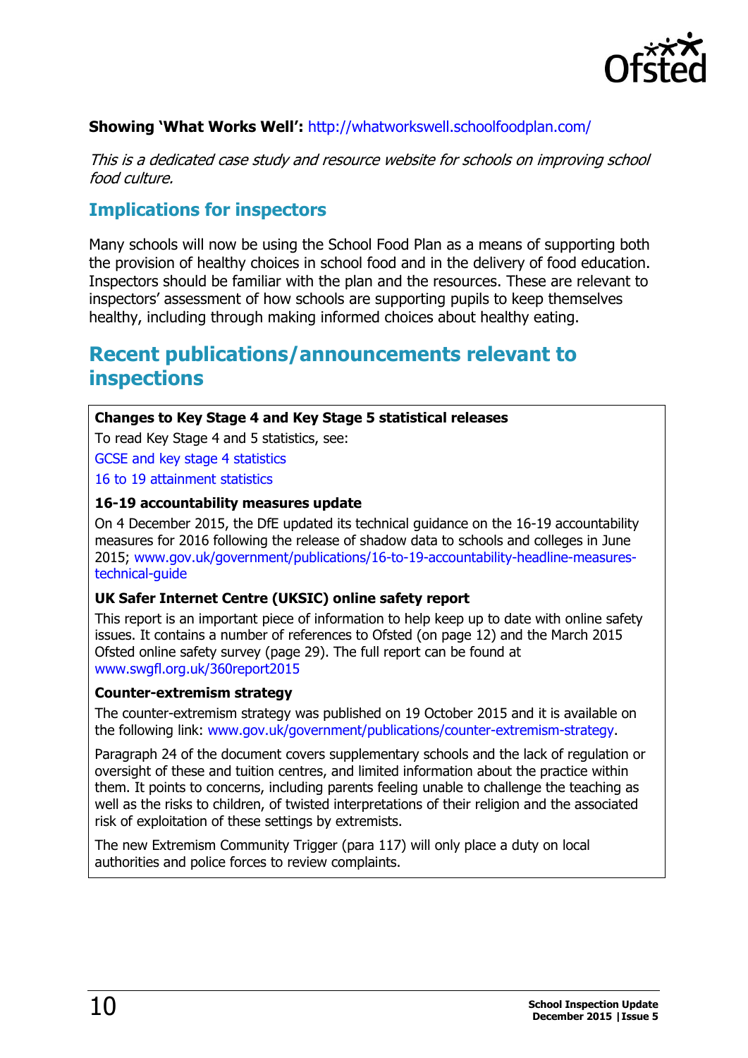**Showing 'What Works Well':** http://whatworkswell.schoolfoodplan.com/

*This is a dedicated case study and resource website for schools on improving school food culture.*

### Implications for inspectors

Many schools will now be using the School Food Plan as a means of supporting both the provision of healthy choices in school food and in the delivery of food education. Inspectors should be familiar with the plan and the resources. These are relevant to inspectors' assessment of how schools are supporting pupils to keep themselves healthy, including through making informed choices about healthy eating.

## Recent publications/announcements relevant to inspections

**Changes to Key Stage 4 and Key Stage 5 statistical releases**

To read Key Stage 4 and 5 statistics, see:

GCSE and key stage 4 statistics

16 to 19 attainment statistics

**16-19 accountability measures update**

On 4 December 2015, the DfE updated its technical guidance on the 16-19 accountability measures for 2016 following the release of shadow data to schools and colleges in June 2015; www.gov.uk/government/publications/16-to-19-accountability-headline-measures-technical-guide

**UK Safer Internet Centre (UKSIC) online safety report**

This report is an important piece of information to help keep up to date with online safety issues. It contains a number of references to Ofsted (on page 12) and the March 2015 Ofsted online safety survey (page 29). The full report can be found at www.swgfl.org.uk/360report2015

**Counter-extremism strategy**

The counter-extremism strategy was published on 19 October 2015 and it is available on the following link: www.gov.uk/government/publications/counter-extremism-strategy.

Paragraph 24 of the document covers supplementary schools and the lack of regulation or oversight of these and tuition centres, and limited information about the practice within them. It points to concerns, including parents feeling unable to challenge the teaching as well as the risks to children, of twisted interpretations of their religion and the associated risk of exploitation of these settings by extremists.

The new Extremism Community Trigger (para 117) will only place a duty on local authorities and police forces to review complaints.